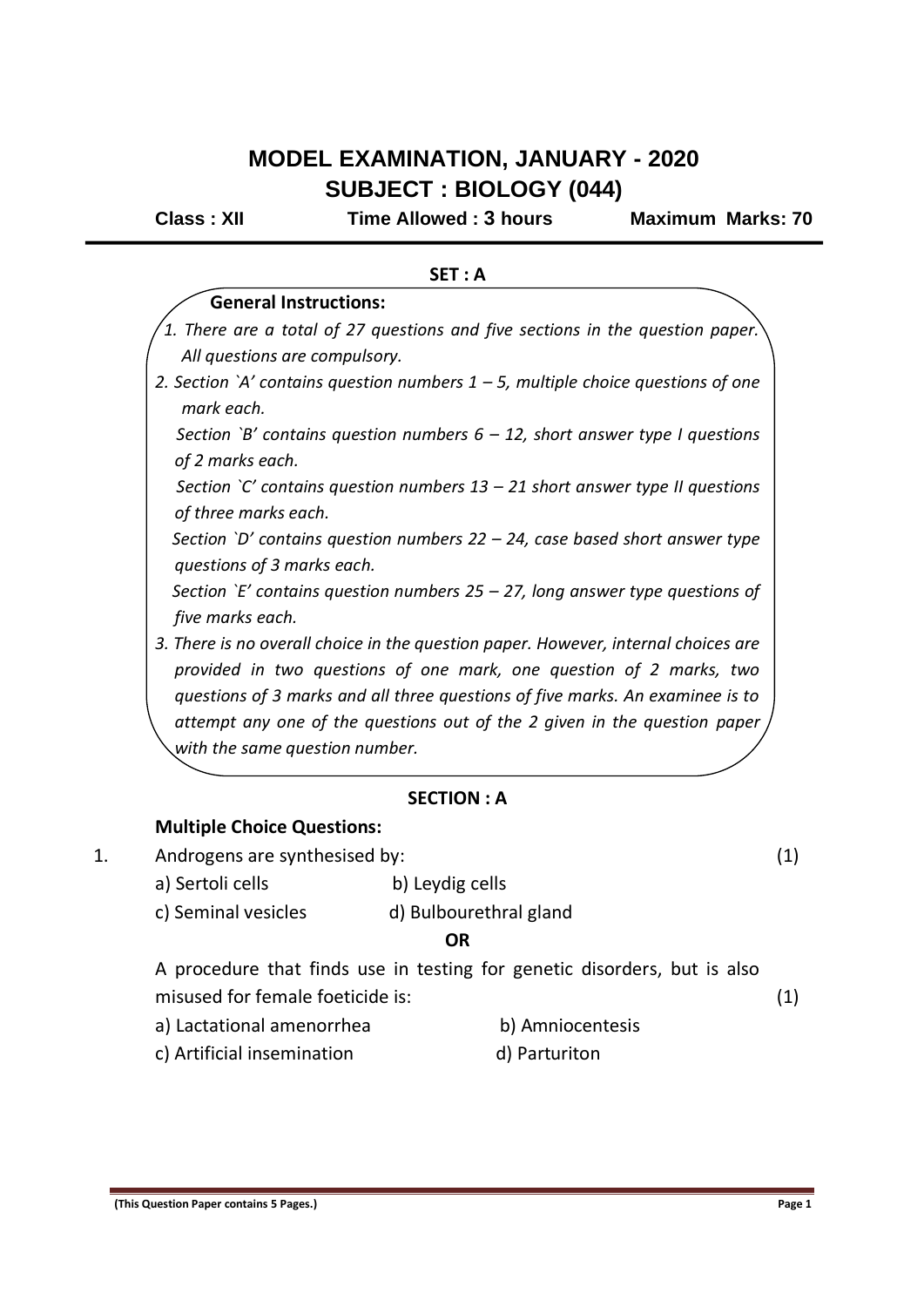# MODEL EXAMINATION, JANUARY - 2020

## SUBJECT : BIOLOGY (044)

**Class : XII** **Time Allowed : 3 hours** **Maximum Marks: 70**

**SET : A**

**General Instructions:**

*1. There are a total of 27 questions and five sections in the question paper. All questions are compulsory.*

*2. Section `A' contains question numbers 1 – 5, multiple choice questions of one mark each.*

*Section `B' contains question numbers 6 – 12, short answer type I questions of 2 marks each.*

*Section `C' contains question numbers 13 – 21 short answer type II questions of three marks each.*

*Section `D' contains question numbers 22 – 24, case based short answer type questions of 3 marks each.*

*Section `E' contains question numbers 25 – 27, long answer type questions of five marks each.*

*3. There is no overall choice in the question paper. However, internal choices are provided in two questions of one mark, one question of 2 marks, two questions of 3 marks and all three questions of five marks. An examinee is to attempt any one of the questions out of the 2 given in the question paper with the same question number.*

**SECTION : A**

**Multiple Choice Questions:**

1. Androgens are synthesised by: (1)

   a) Sertoli cells b) Leydig cells

   c) Seminal vesicles d) Bulbourethral gland

   **OR**

   A procedure that finds use in testing for genetic disorders, but is also misused for female foeticide is: (1)

   a) Lactational amenorrhea b) Amniocentesis

   c) Artificial insemination d) Parturiton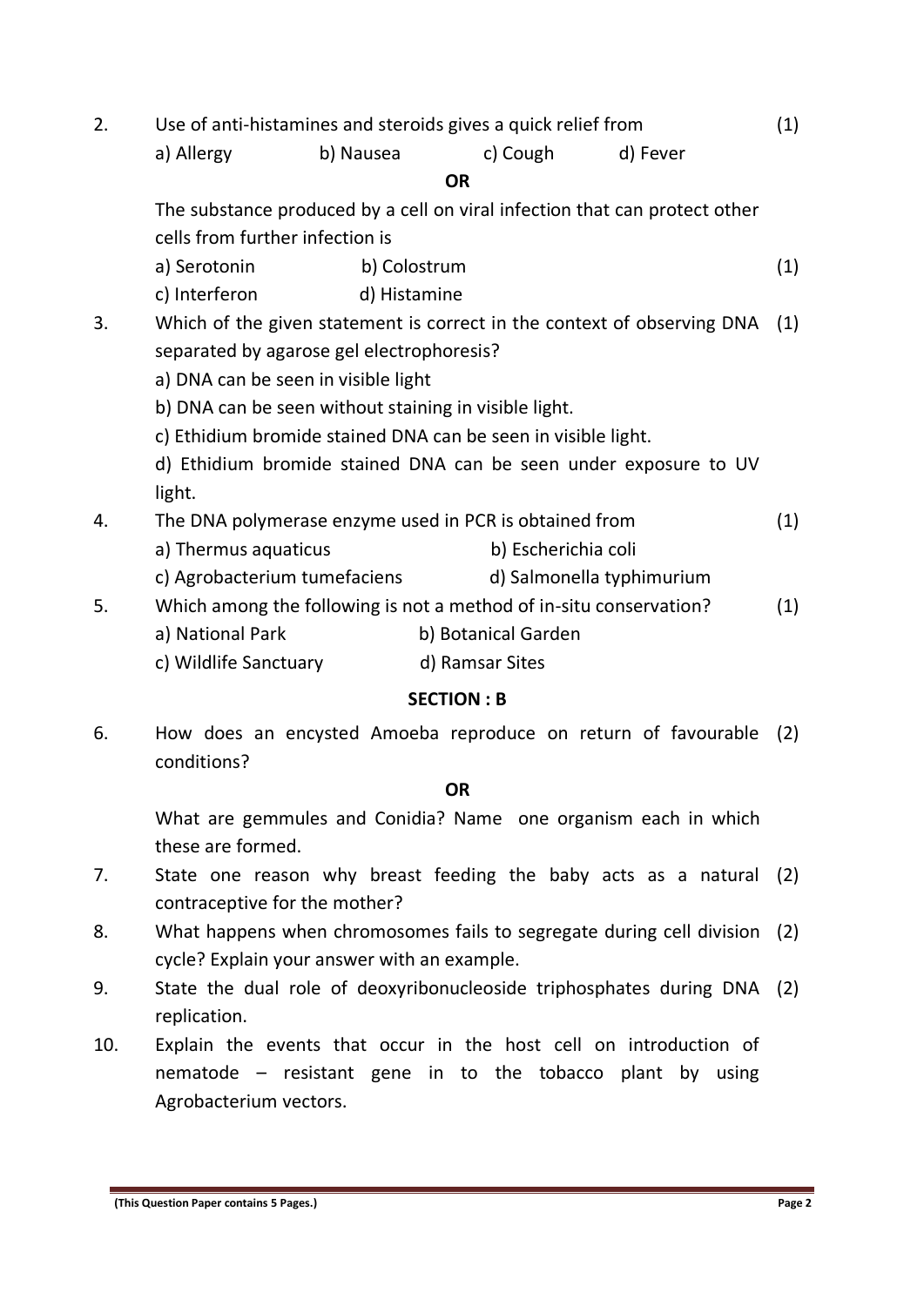2. Use of anti-histamines and steroids gives a quick relief from (1)

   a) Allergy    b) Nausea    c) Cough    d) Fever

**OR**

   The substance produced by a cell on viral infection that can protect other cells from further infection is

   a) Serotonin    b) Colostrum (1)

   c) Interferon    d) Histamine

3. Which of the given statement is correct in the context of observing DNA separated by agarose gel electrophoresis? (1)

   a) DNA can be seen in visible light

   b) DNA can be seen without staining in visible light.

   c) Ethidium bromide stained DNA can be seen in visible light.

   d) Ethidium bromide stained DNA can be seen under exposure to UV light.

4. The DNA polymerase enzyme used in PCR is obtained from (1)

   a) Thermus aquaticus    b) Escherichia coli

   c) Agrobacterium tumefaciens    d) Salmonella typhimurium

5. Which among the following is not a method of in-situ conservation? (1)

   a) National Park    b) Botanical Garden

   c) Wildlife Sanctuary    d) Ramsar Sites

## SECTION : B

6. How does an encysted Amoeba reproduce on return of favourable conditions? (2)

**OR**

   What are gemmules and Conidia? Name one organism each in which these are formed.

7. State one reason why breast feeding the baby acts as a natural contraceptive for the mother? (2)

8. What happens when chromosomes fails to segregate during cell division cycle? Explain your answer with an example. (2)

9. State the dual role of deoxyribonucleoside triphosphates during DNA replication. (2)

10. Explain the events that occur in the host cell on introduction of nematode – resistant gene in to the tobacco plant by using Agrobacterium vectors.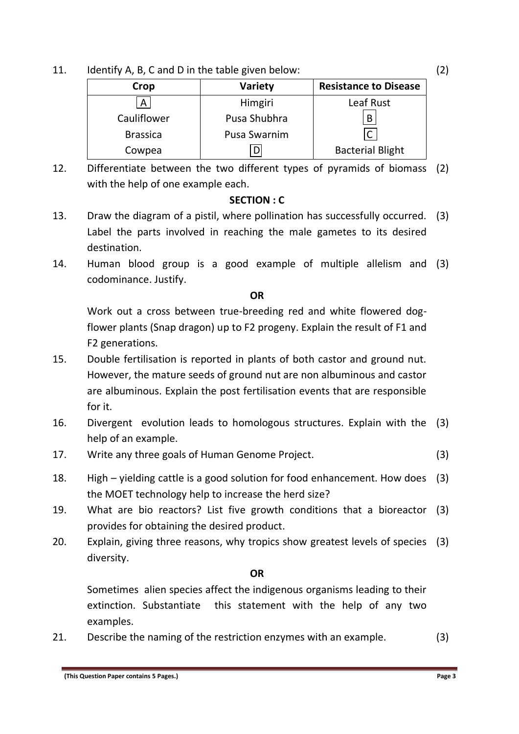11. Identify A, B, C and D in the table given below: (2)

| Crop | Variety | Resistance to Disease |
|---|---|---|
| A | Himgiri | Leaf Rust |
| Cauliflower | Pusa Shubhra | B |
| Brassica | Pusa Swarnim | C |
| Cowpea | D | Bacterial Blight |

12. Differentiate between the two different types of pyramids of biomass with the help of one example each. (2)

**SECTION : C**

13. Draw the diagram of a pistil, where pollination has successfully occurred. Label the parts involved in reaching the male gametes to its desired destination. (3)

14. Human blood group is a good example of multiple allelism and codominance. Justify. (3)

**OR**

Work out a cross between true-breeding red and white flowered dog-flower plants (Snap dragon) up to F2 progeny. Explain the result of F1 and F2 generations.

15. Double fertilisation is reported in plants of both castor and ground nut. However, the mature seeds of ground nut are non albuminous and castor are albuminous. Explain the post fertilisation events that are responsible for it.

16. Divergent evolution leads to homologous structures. Explain with the help of an example. (3)

17. Write any three goals of Human Genome Project. (3)

18. High – yielding cattle is a good solution for food enhancement. How does the MOET technology help to increase the herd size? (3)

19. What are bio reactors? List five growth conditions that a bioreactor provides for obtaining the desired product. (3)

20. Explain, giving three reasons, why tropics show greatest levels of species diversity. (3)

**OR**

Sometimes alien species affect the indigenous organisms leading to their extinction. Substantiate this statement with the help of any two examples.

21. Describe the naming of the restriction enzymes with an example. (3)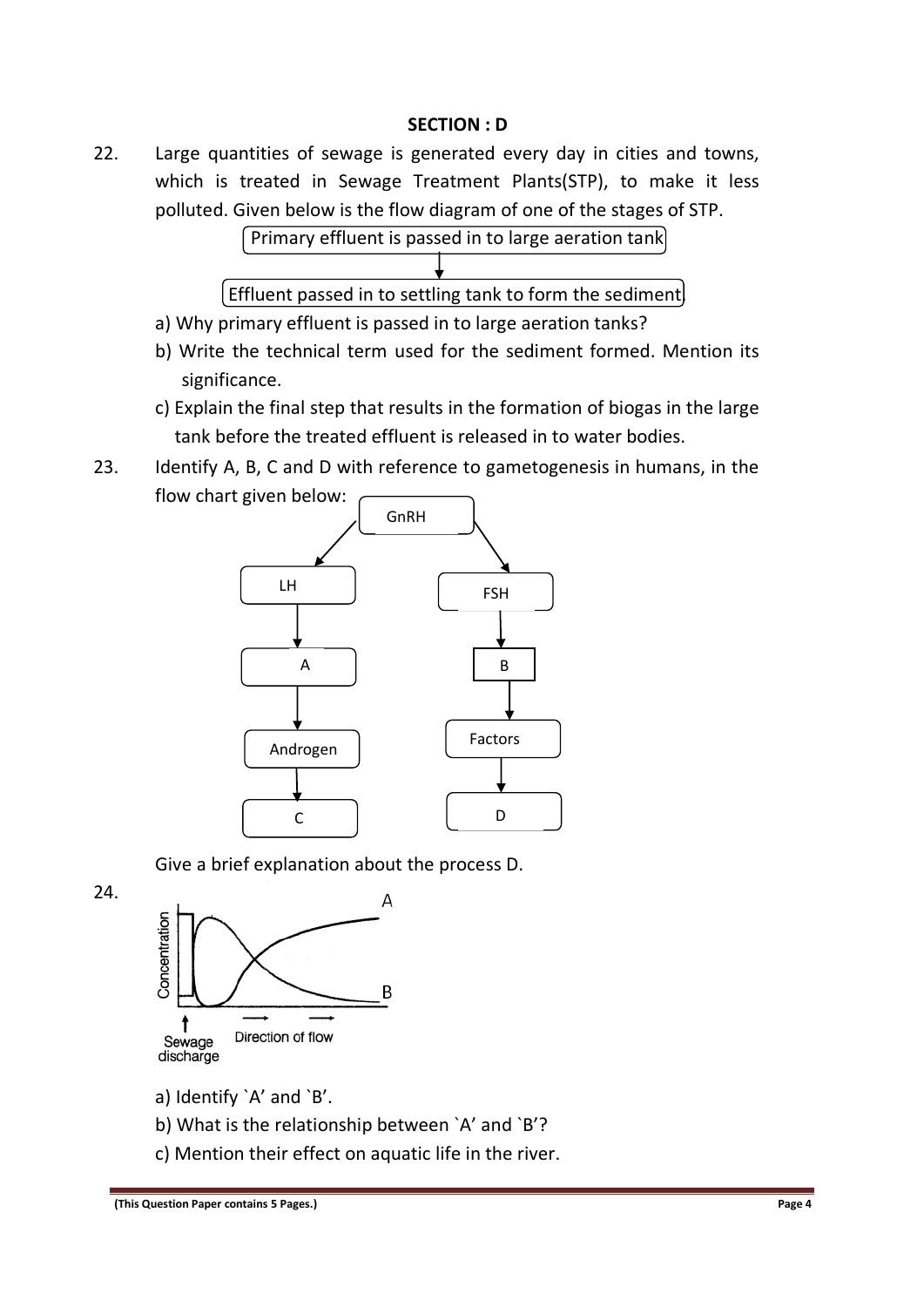## SECTION : D

22. Large quantities of sewage is generated every day in cities and towns, which is treated in Sewage Treatment Plants(STP), to make it less polluted. Given below is the flow diagram of one of the stages of STP.

Primary effluent is passed in to large aeration tank

↓

Effluent passed in to settling tank to form the sediment

a) Why primary effluent is passed in to large aeration tanks?

b) Write the technical term used for the sediment formed. Mention its significance.

c) Explain the final step that results in the formation of biogas in the large tank before the treated effluent is released in to water bodies.

23. Identify A, B, C and D with reference to gametogenesis in humans, in the flow chart given below:

GnRH → LH → A → Androgen → C

GnRH → FSH → B → Factors → D

Give a brief explanation about the process D.

24. (Graph: Concentration vs Direction of flow, from Sewage discharge; curves A and B)

a) Identify `A' and `B'.

b) What is the relationship between `A' and `B'?

c) Mention their effect on aquatic life in the river.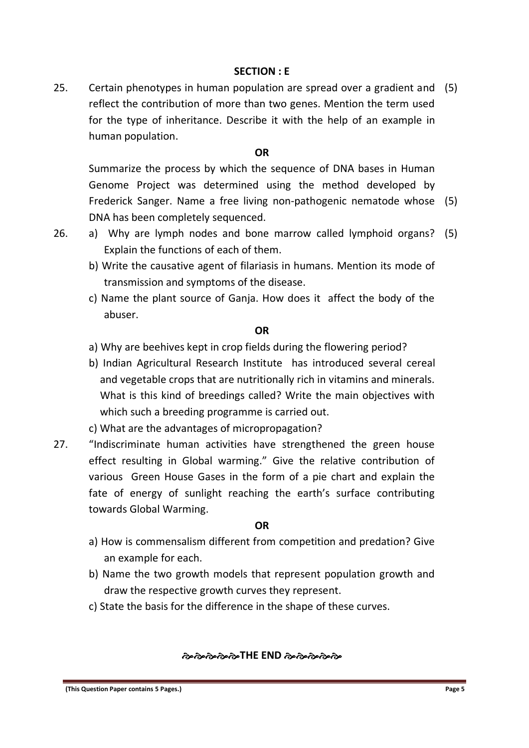## SECTION : E

25. Certain phenotypes in human population are spread over a gradient and reflect the contribution of more than two genes. Mention the term used for the type of inheritance. Describe it with the help of an example in human population. (5)

**OR**

Summarize the process by which the sequence of DNA bases in Human Genome Project was determined using the method developed by Frederick Sanger. Name a free living non-pathogenic nematode whose DNA has been completely sequenced. (5)

26. a) Why are lymph nodes and bone marrow called lymphoid organs? Explain the functions of each of them. (5)

    b) Write the causative agent of filariasis in humans. Mention its mode of transmission and symptoms of the disease.

    c) Name the plant source of Ganja. How does it affect the body of the abuser.

**OR**

a) Why are beehives kept in crop fields during the flowering period?

b) Indian Agricultural Research Institute has introduced several cereal and vegetable crops that are nutritionally rich in vitamins and minerals. What is this kind of breedings called? Write the main objectives with which such a breeding programme is carried out.

c) What are the advantages of micropropagation?

27. "Indiscriminate human activities have strengthened the green house effect resulting in Global warming." Give the relative contribution of various Green House Gases in the form of a pie chart and explain the fate of energy of sunlight reaching the earth's surface contributing towards Global Warming.

**OR**

a) How is commensalism different from competition and predation? Give an example for each.

b) Name the two growth models that represent population growth and draw the respective growth curves they represent.

c) State the basis for the difference in the shape of these curves.

**THE END**

(This Question Paper contains 5 Pages.)